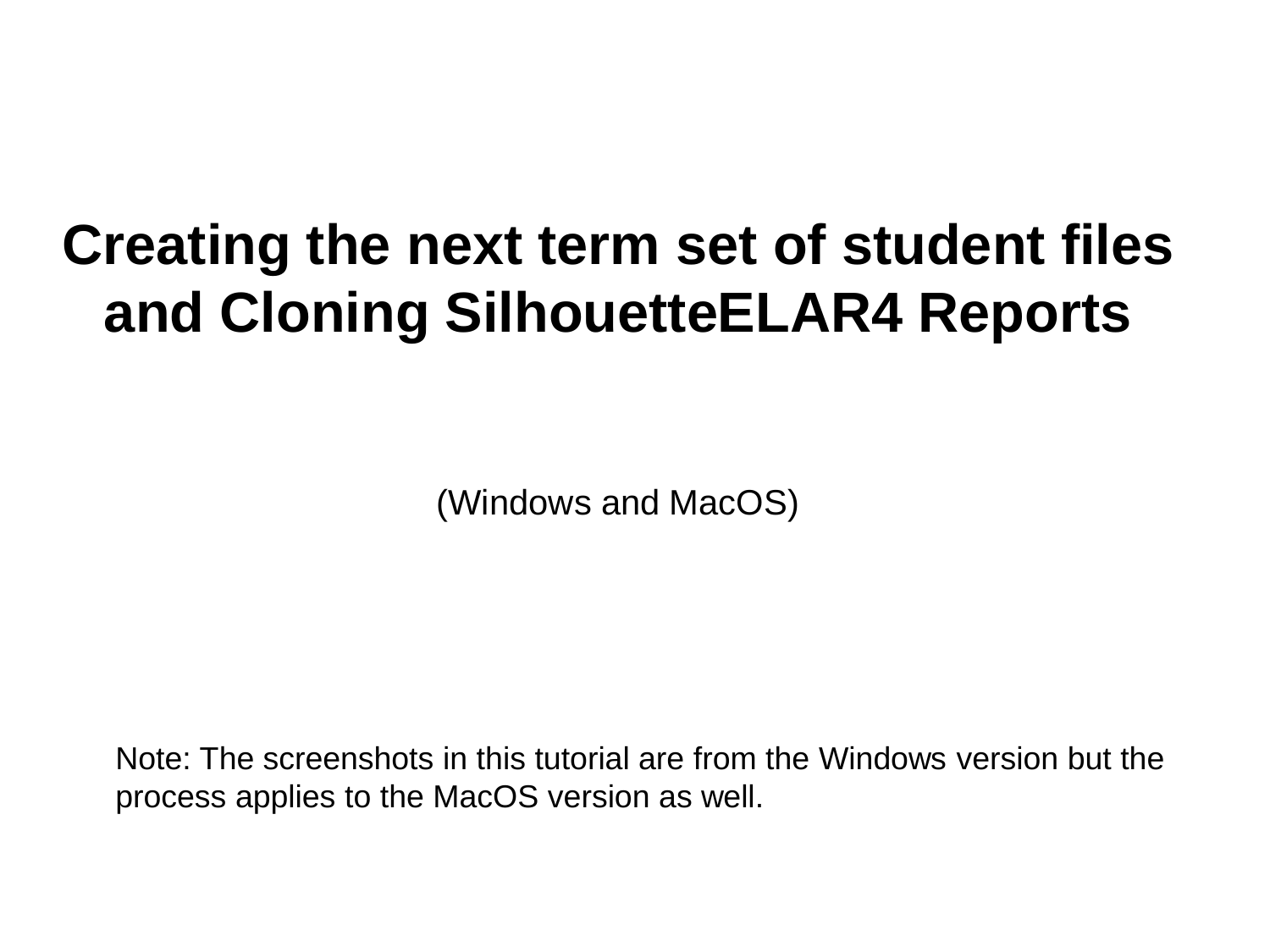# Creating the next term set of student files and Cloning SilhouetteELAR4 Reports

(Windows and MacOS)

Note: The screenshots in this tutorial are from the Windows version but the process applies to the MacOS version as well.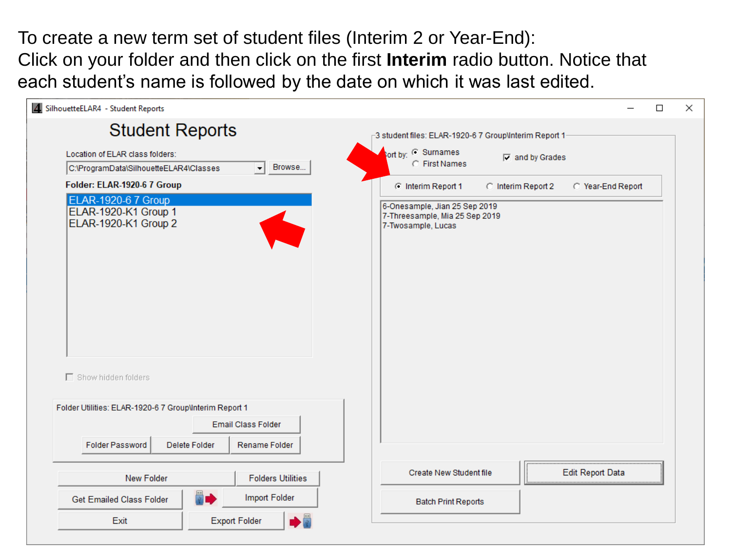To create a new term set of student files (Interim 2 or Year-End):
Click on your folder and then click on the first **Interim** radio button. Notice that each student's name is followed by the date on which it was last edited.

SilhouetteELAR4 - Student Reports

Student Reports

Location of ELAR class folders:
C:\ProgramData\SilhouetteELAR4\Classes
Browse...

Folder: ELAR-1920-6 7 Group

- ELAR-1920-6 7 Group
- ELAR-1920-K1 Group 1
- ELAR-1920-K1 Group 2

Show hidden folders

Folder Utilities: ELAR-1920-6 7 Group\Interim Report 1
Email Class Folder
Folder Password | Delete Folder | Rename Folder

New Folder | Folders Utilities
Get Emailed Class Folder | Import Folder
Exit | Export Folder

3 student files: ELAR-1920-6 7 Group\Interim Report 1

Sort by: Surnames / First Names — and by Grades

Interim Report 1 | Interim Report 2 | Year-End Report

- 6-Onesample, Jian 25 Sep 2019
- 7-Threesample, Mia 25 Sep 2019
- 7-Twosample, Lucas

Create New Student file | Edit Report Data
Batch Print Reports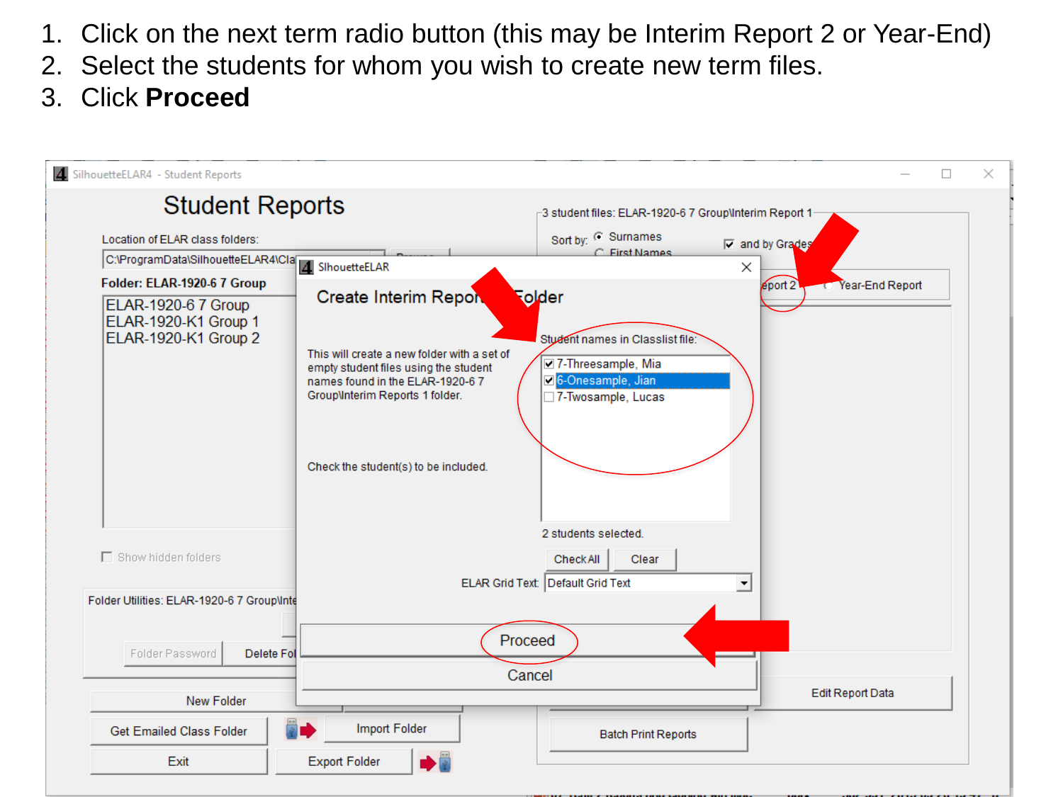1. Click on the next term radio button (this may be Interim Report 2 or Year-End)
2. Select the students for whom you wish to create new term files.
3. Click **Proceed**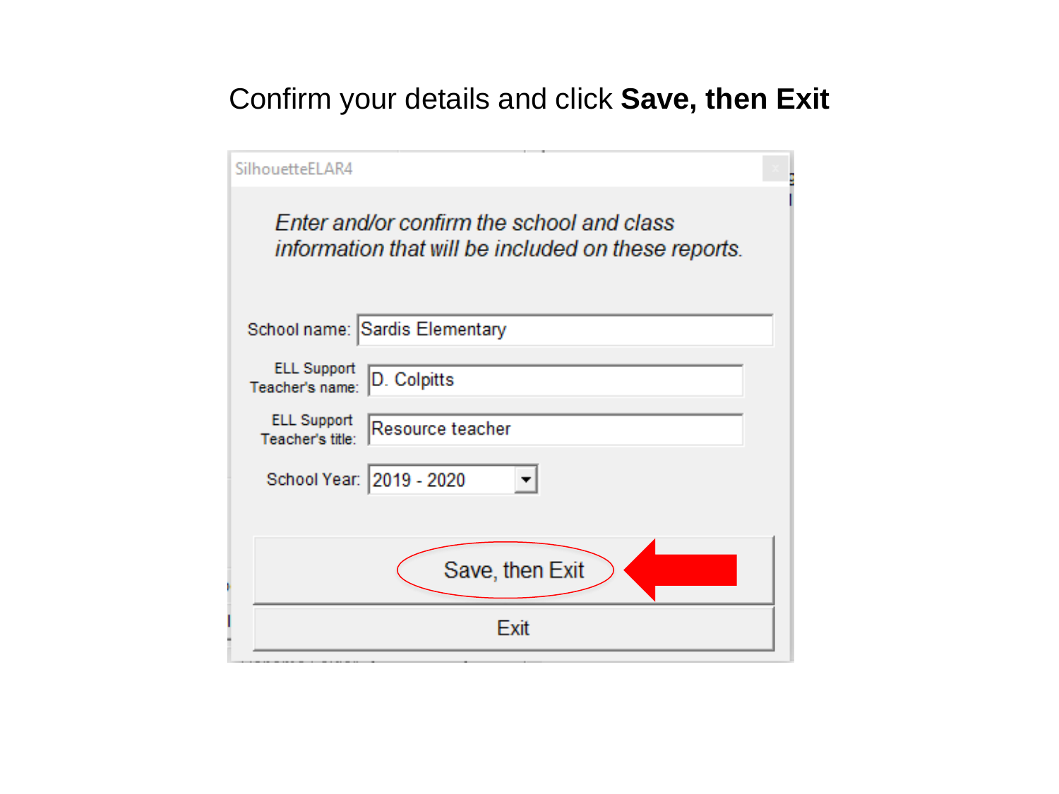Confirm your details and click **Save, then Exit**

SilhouetteELAR4

*Enter and/or confirm the school and class information that will be included on these reports.*

School name: Sardis Elementary

ELL Support Teacher's name: D. Colpitts

ELL Support Teacher's title: Resource teacher

School Year: 2019 - 2020

Save, then Exit

Exit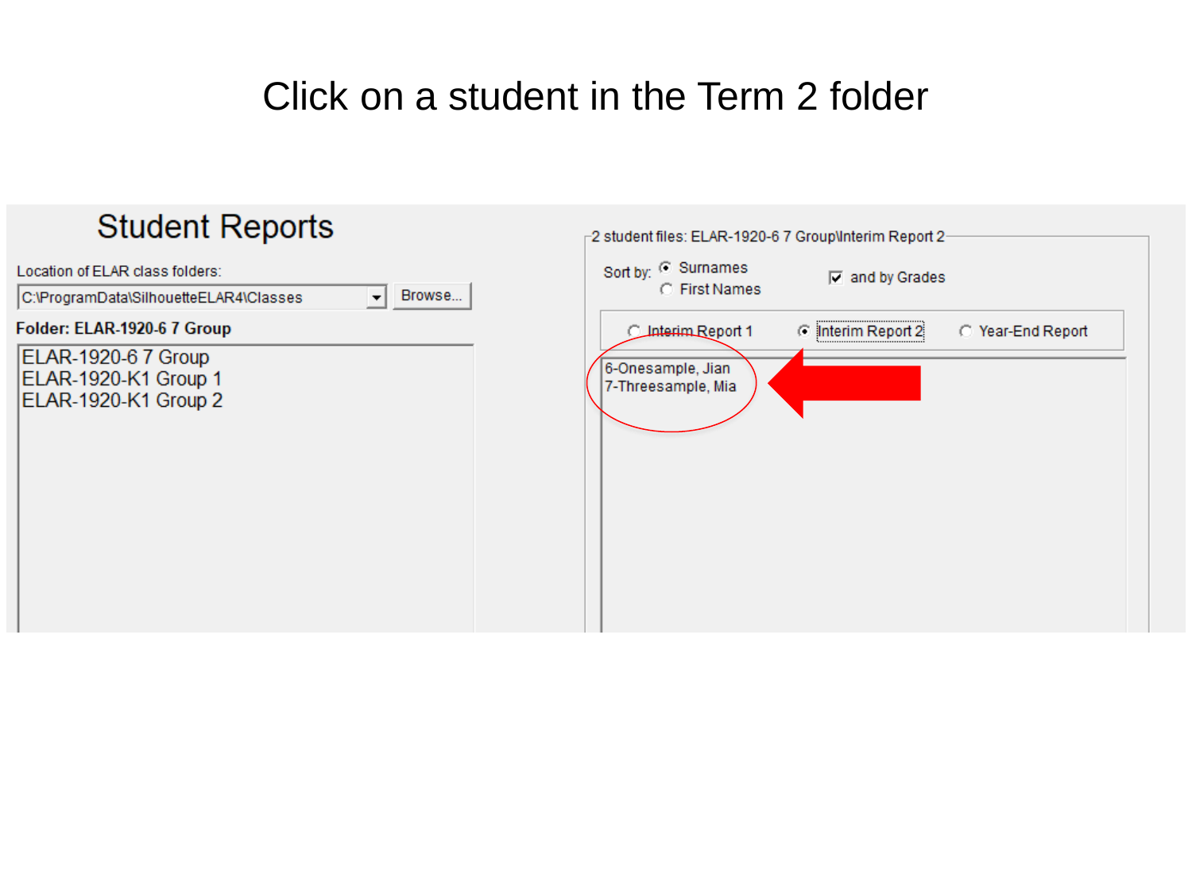# Click on a student in the Term 2 folder

## Student Reports

Location of ELAR class folders:

C:\ProgramData\SilhouetteELAR4\Classes

Browse...

**Folder: ELAR-1920-6 7 Group**

- ELAR-1920-6 7 Group
- ELAR-1920-K1 Group 1
- ELAR-1920-K1 Group 2

2 student files: ELAR-1920-6 7 Group\Interim Report 2

Sort by: Surnames / First Names — and by Grades

Interim Report 1 — Interim Report 2 — Year-End Report

- 6-Onesample, Jian
- 7-Threesample, Mia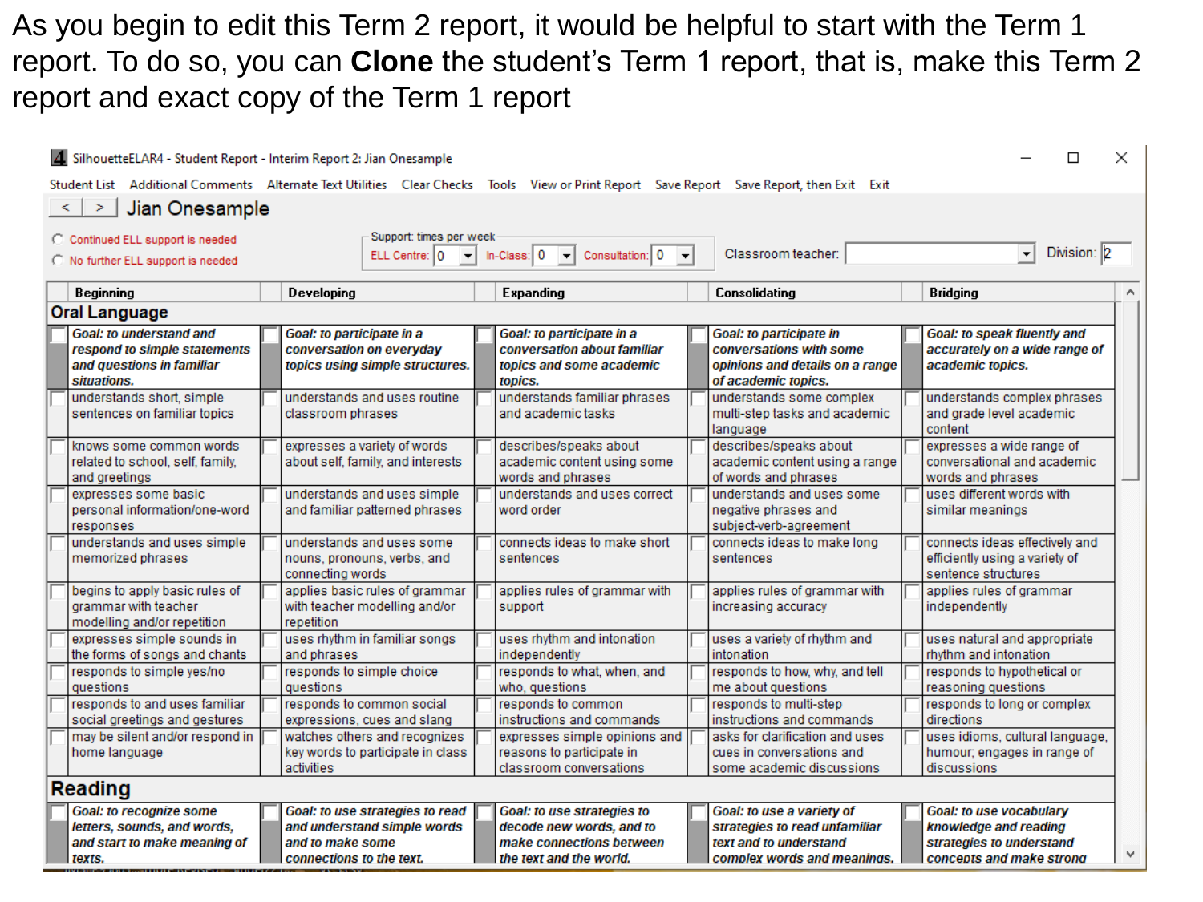As you begin to edit this Term 2 report, it would be helpful to start with the Term 1 report. To do so, you can **Clone** the student's Term 1 report, that is, make this Term 2 report and exact copy of the Term 1 report

SilhouetteELAR4 - Student Report - Interim Report 2: Jian Onesample

Student List | Additional Comments | Alternate Text Utilities | Clear Checks | Tools | View or Print Report | Save Report | Save Report, then Exit | Exit

< > **Jian Onesample**

- Continued ELL support is needed
- No further ELL support is needed

Support: times per week — ELL Centre: 0 | In-Class: 0 | Consultation: 0

Classroom teacher: | Division: 2

| Beginning | Developing | Expanding | Consolidating | Bridging |
|---|---|---|---|---|
| **Oral Language** | | | | |
| ***Goal: to understand and respond to simple statements and questions in familiar situations.*** | ***Goal: to participate in a conversation on everyday topics using simple structures.*** | ***Goal: to participate in a conversation about familiar topics and some academic topics.*** | ***Goal: to participate in conversations with some opinions and details on a range of academic topics.*** | ***Goal: to speak fluently and accurately on a wide range of academic topics.*** |
| understands short, simple sentences on familiar topics | understands and uses routine classroom phrases | understands familiar phrases and academic tasks | understands some complex multi-step tasks and academic language | understands complex phrases and grade level academic content |
| knows some common words related to school, self, family, and greetings | expresses a variety of words about self, family, and interests | describes/speaks about academic content using some words and phrases | describes/speaks about academic content using a range of words and phrases | expresses a wide range of conversational and academic words and phrases |
| expresses some basic personal information/one-word responses | understands and uses simple and familiar patterned phrases | understands and uses correct word order | understands and uses some negative phrases and subject-verb-agreement | uses different words with similar meanings |
| understands and uses simple memorized phrases | understands and uses some nouns, pronouns, verbs, and connecting words | connects ideas to make short sentences | connects ideas to make long sentences | connects ideas effectively and efficiently using a variety of sentence structures |
| begins to apply basic rules of grammar with teacher modelling and/or repetition | applies basic rules of grammar with teacher modelling and/or repetition | applies rules of grammar with support | applies rules of grammar with increasing accuracy | applies rules of grammar independently |
| expresses simple sounds in the forms of songs and chants | uses rhythm in familiar songs and phrases | uses rhythm and intonation independently | uses a variety of rhythm and intonation | uses natural and appropriate rhythm and intonation |
| responds to simple yes/no questions | responds to simple choice questions | responds to what, when, and who, questions | responds to how, why, and tell me about questions | responds to hypothetical or reasoning questions |
| responds to and uses familiar social greetings and gestures | responds to common social expressions, cues and slang | responds to common instructions and commands | responds to multi-step instructions and commands | responds to long or complex directions |
| may be silent and/or respond in home language | watches others and recognizes key words to participate in class activities | expresses simple opinions and reasons to participate in classroom conversations | asks for clarification and uses cues in conversations and some academic discussions | uses idioms, cultural language, humour; engages in range of discussions |
| **Reading** | | | | |
| ***Goal: to recognize some letters, sounds, and words, and start to make meaning of texts.*** | ***Goal: to use strategies to read and understand simple words and to make some connections to the text.*** | ***Goal: to use strategies to decode new words, and to make connections between the text and the world.*** | ***Goal: to use a variety of strategies to read unfamiliar text and to understand complex words and meanings.*** | ***Goal: to use vocabulary knowledge and reading strategies to understand concepts and make strong*** |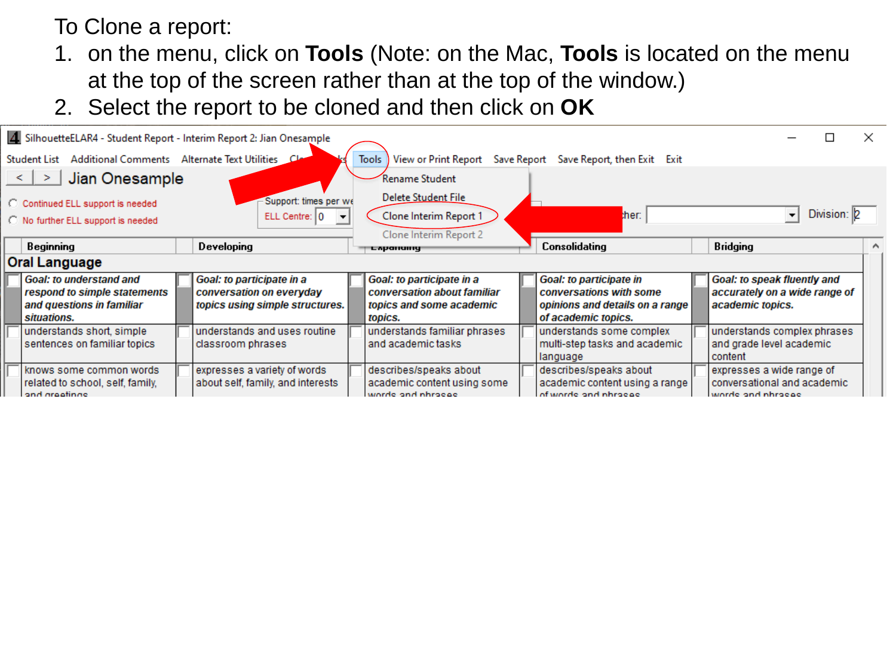To Clone a report:

1. on the menu, click on **Tools** (Note: on the Mac, **Tools** is located on the menu at the top of the screen rather than at the top of the window.)
2. Select the report to be cloned and then click on **OK**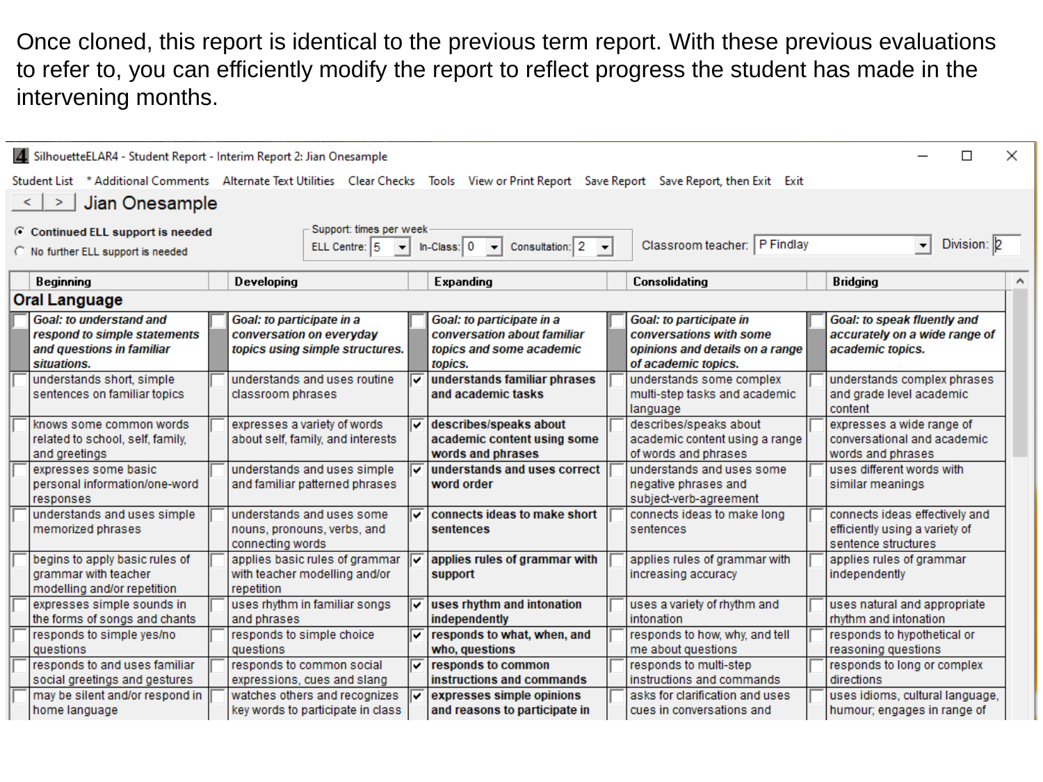Once cloned, this report is identical to the previous term report. With these previous evaluations to refer to, you can efficiently modify the report to reflect progress the student has made in the intervening months.

SilhouetteELAR4 - Student Report - Interim Report 2: Jian Onesample

Student List | * Additional Comments | Alternate Text Utilities | Clear Checks | Tools | View or Print Report | Save Report | Save Report, then Exit | Exit

< > Jian Onesample

(•) Continued ELL support is needed
( ) No further ELL support is needed

Support: times per week — ELL Centre: 5 | In-Class: 0 | Consultation: 2

Classroom teacher: P Findlay | Division: 2

| Beginning | Developing | Expanding | Consolidating | Bridging |
|---|---|---|---|---|
| **Oral Language** | | | | |
| ***Goal: to understand and respond to simple statements and questions in familiar situations.*** | ***Goal: to participate in a conversation on everyday topics using simple structures.*** | ***Goal: to participate in a conversation about familiar topics and some academic topics.*** | ***Goal: to participate in conversations with some opinions and details on a range of academic topics.*** | ***Goal: to speak fluently and accurately on a wide range of academic topics.*** |
| understands short, simple sentences on familiar topics | understands and uses routine classroom phrases | ☑ **understands familiar phrases and academic tasks** | understands some complex multi-step tasks and academic language | understands complex phrases and grade level academic content |
| knows some common words related to school, self, family, and greetings | expresses a variety of words about self, family, and interests | ☑ **describes/speaks about academic content using some words and phrases** | describes/speaks about academic content using a range of words and phrases | expresses a wide range of conversational and academic words and phrases |
| expresses some basic personal information/one-word responses | understands and uses simple and familiar patterned phrases | ☑ **understands and uses correct word order** | understands and uses some negative phrases and subject-verb-agreement | uses different words with similar meanings |
| understands and uses simple memorized phrases | understands and uses some nouns, pronouns, verbs, and connecting words | ☑ **connects ideas to make short sentences** | connects ideas to make long sentences | connects ideas effectively and efficiently using a variety of sentence structures |
| begins to apply basic rules of grammar with teacher modelling and/or repetition | applies basic rules of grammar with teacher modelling and/or repetition | ☑ **applies rules of grammar with support** | applies rules of grammar with increasing accuracy | applies rules of grammar independently |
| expresses simple sounds in the forms of songs and chants | uses rhythm in familiar songs and phrases | ☑ **uses rhythm and intonation independently** | uses a variety of rhythm and intonation | uses natural and appropriate rhythm and intonation |
| responds to simple yes/no questions | responds to simple choice questions | ☑ **responds to what, when, and who, questions** | responds to how, why, and tell me about questions | responds to hypothetical or reasoning questions |
| responds to and uses familiar social greetings and gestures | responds to common social expressions, cues and slang | ☑ **responds to common instructions and commands** | responds to multi-step instructions and commands | responds to long or complex directions |
| may be silent and/or respond in home language | watches others and recognizes key words to participate in class | ☑ **expresses simple opinions and reasons to participate in** | asks for clarification and uses cues in conversations and | uses idioms, cultural language, humour; engages in range of |